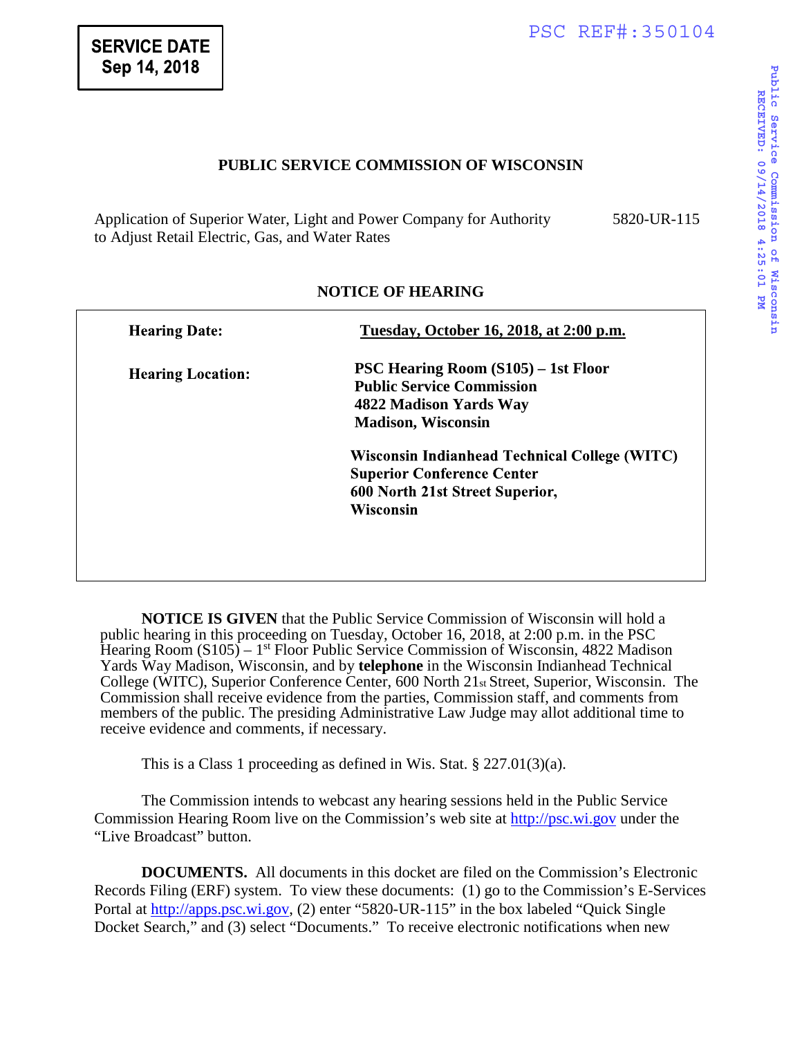**SERVICE DATE**
**Sep 14, 2018**

PSC REF#:350104

## PUBLIC SERVICE COMMISSION OF WISCONSIN

Application of Superior Water, Light and Power Company for Authority to Adjust Retail Electric, Gas, and Water Rates — 5820-UR-115

## NOTICE OF HEARING

| | |
|---|---|
| **Hearing Date:** | **Tuesday, October 16, 2018, at 2:00 p.m.** |
| **Hearing Location:** | **PSC Hearing Room (S105) – 1st Floor**<br>**Public Service Commission**<br>**4822 Madison Yards Way**<br>**Madison, Wisconsin**<br><br>**Wisconsin Indianhead Technical College (WITC)**<br>**Superior Conference Center**<br>**600 North 21st Street Superior, Wisconsin** |

**NOTICE IS GIVEN** that the Public Service Commission of Wisconsin will hold a public hearing in this proceeding on Tuesday, October 16, 2018, at 2:00 p.m. in the PSC Hearing Room (S105) – 1st Floor Public Service Commission of Wisconsin, 4822 Madison Yards Way Madison, Wisconsin, and by **telephone** in the Wisconsin Indianhead Technical College (WITC), Superior Conference Center, 600 North 21st Street, Superior, Wisconsin. The Commission shall receive evidence from the parties, Commission staff, and comments from members of the public. The presiding Administrative Law Judge may allot additional time to receive evidence and comments, if necessary.

This is a Class 1 proceeding as defined in Wis. Stat. § 227.01(3)(a).

The Commission intends to webcast any hearing sessions held in the Public Service Commission Hearing Room live on the Commission's web site at http://psc.wi.gov under the "Live Broadcast" button.

**DOCUMENTS.** All documents in this docket are filed on the Commission's Electronic Records Filing (ERF) system. To view these documents: (1) go to the Commission's E-Services Portal at http://apps.psc.wi.gov, (2) enter "5820-UR-115" in the box labeled "Quick Single Docket Search," and (3) select "Documents." To receive electronic notifications when new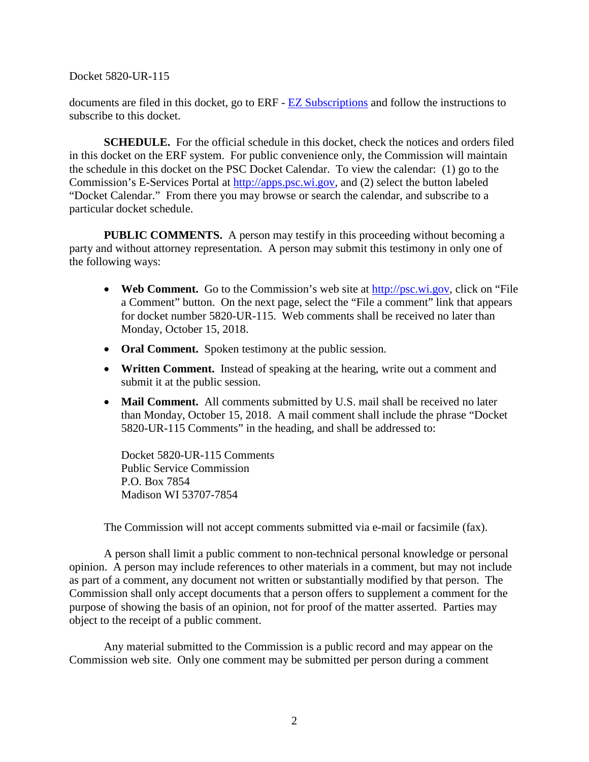documents are filed in this docket, go to ERF - [EZ Subscriptions](EZ Subscriptions) and follow the instructions to subscribe to this docket.

**SCHEDULE.** For the official schedule in this docket, check the notices and orders filed in this docket on the ERF system. For public convenience only, the Commission will maintain the schedule in this docket on the PSC Docket Calendar. To view the calendar: (1) go to the Commission's E-Services Portal at [http://apps.psc.wi.gov](http://apps.psc.wi.gov), and (2) select the button labeled "Docket Calendar." From there you may browse or search the calendar, and subscribe to a particular docket schedule.

**PUBLIC COMMENTS.** A person may testify in this proceeding without becoming a party and without attorney representation. A person may submit this testimony in only one of the following ways:

- **Web Comment.** Go to the Commission's web site at [http://psc.wi.gov](http://psc.wi.gov), click on "File a Comment" button. On the next page, select the "File a comment" link that appears for docket number 5820-UR-115. Web comments shall be received no later than Monday, October 15, 2018.
- **Oral Comment.** Spoken testimony at the public session.
- **Written Comment.** Instead of speaking at the hearing, write out a comment and submit it at the public session.
- **Mail Comment.** All comments submitted by U.S. mail shall be received no later than Monday, October 15, 2018. A mail comment shall include the phrase "Docket 5820-UR-115 Comments" in the heading, and shall be addressed to:

  Docket 5820-UR-115 Comments
  Public Service Commission
  P.O. Box 7854
  Madison WI 53707-7854

The Commission will not accept comments submitted via e-mail or facsimile (fax).

A person shall limit a public comment to non-technical personal knowledge or personal opinion. A person may include references to other materials in a comment, but may not include as part of a comment, any document not written or substantially modified by that person. The Commission shall only accept documents that a person offers to supplement a comment for the purpose of showing the basis of an opinion, not for proof of the matter asserted. Parties may object to the receipt of a public comment.

Any material submitted to the Commission is a public record and may appear on the Commission web site. Only one comment may be submitted per person during a comment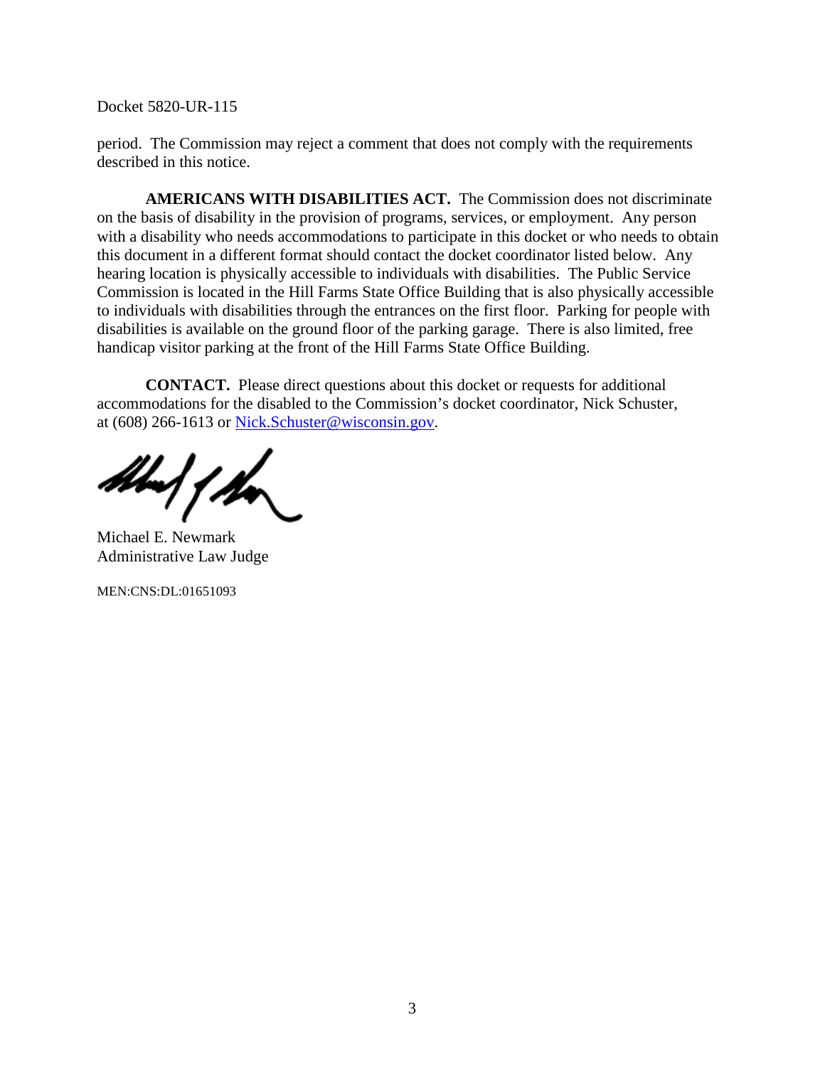period. The Commission may reject a comment that does not comply with the requirements described in this notice.

**AMERICANS WITH DISABILITIES ACT.** The Commission does not discriminate on the basis of disability in the provision of programs, services, or employment. Any person with a disability who needs accommodations to participate in this docket or who needs to obtain this document in a different format should contact the docket coordinator listed below. Any hearing location is physically accessible to individuals with disabilities. The Public Service Commission is located in the Hill Farms State Office Building that is also physically accessible to individuals with disabilities through the entrances on the first floor. Parking for people with disabilities is available on the ground floor of the parking garage. There is also limited, free handicap visitor parking at the front of the Hill Farms State Office Building.

**CONTACT.** Please direct questions about this docket or requests for additional accommodations for the disabled to the Commission's docket coordinator, Nick Schuster, at (608) 266-1613 or Nick.Schuster@wisconsin.gov.

Michael E. Newmark
Administrative Law Judge

MEN:CNS:DL:01651093